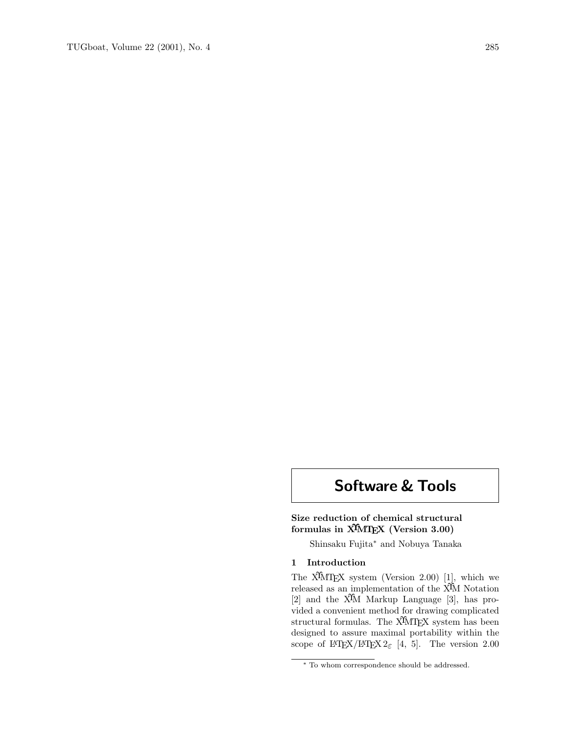# Software & Tools

## Size reduction of chemical structural formulas in XΥMTEX (Version 3.00)

Shinsaku Fujita* and Nobuya Tanaka

### 1 Introduction

The XΥMTEX system (Version 2.00) [1], which we released as an implementation of the XΥM Notation [2] and the XΥM Markup Language [3], has provided a convenient method for drawing complicated structural formulas. The XΥMTEX system has been designed to assure maximal portability within the scope of LaTeX/LaTeX $2_\varepsilon$ [4, 5]. The version 2.00

* To whom correspondence should be addressed.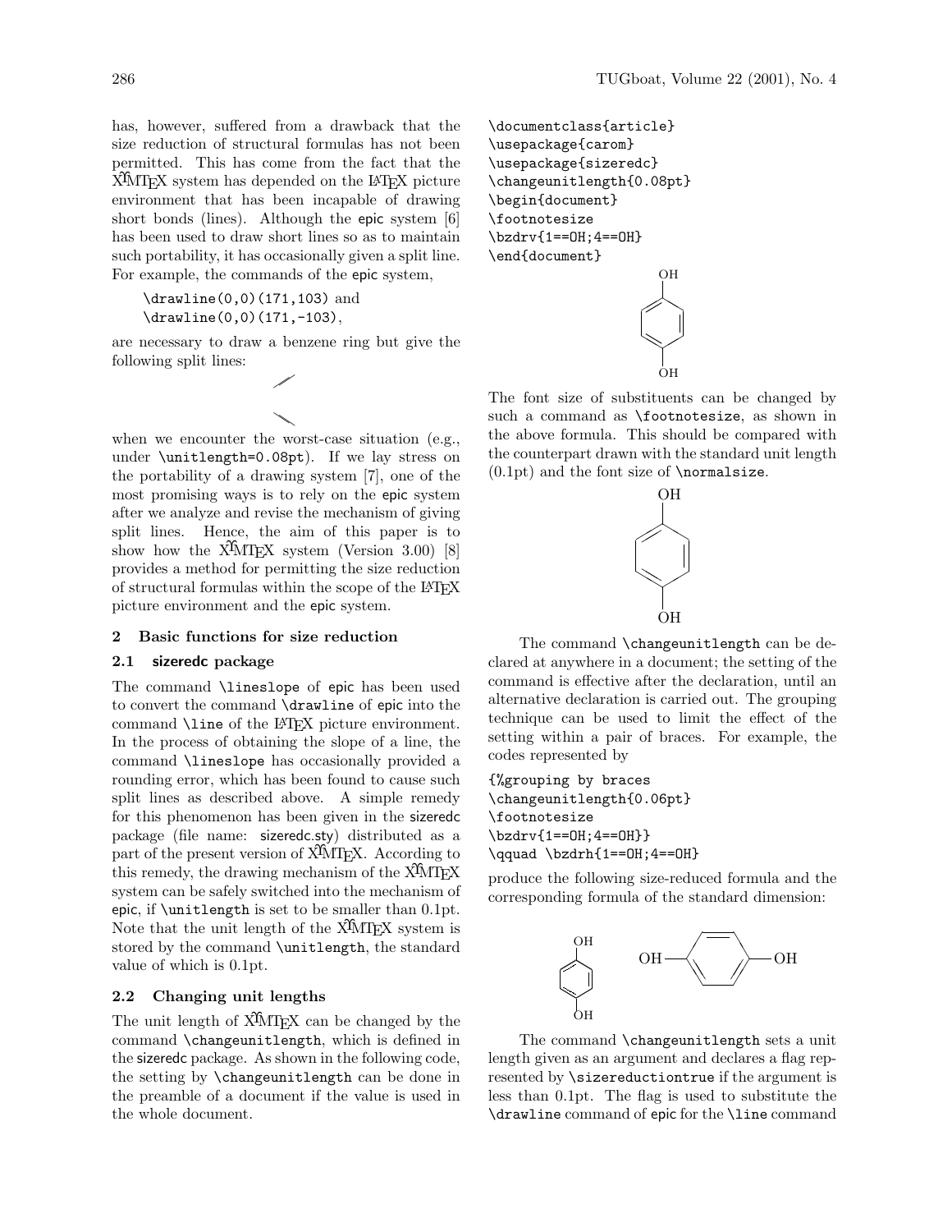has, however, suffered from a drawback that the size reduction of structural formulas has not been permitted. This has come from the fact that the XΥMTEX system has depended on the LaTeX picture environment that has been incapable of drawing short bonds (lines). Although the epic system [6] has been used to draw short lines so as to maintain such portability, it has occasionally given a split line. For example, the commands of the epic system,

`\drawline(0,0)(171,103)` and
`\drawline(0,0)(171,-103)`,

are necessary to draw a benzene ring but give the following split lines:

when we encounter the worst-case situation (e.g., under `\unitlength=0.08pt`). If we lay stress on the portability of a drawing system [7], one of the most promising ways is to rely on the epic system after we analyze and revise the mechanism of giving split lines. Hence, the aim of this paper is to show how the XΥMTEX system (Version 3.00) [8] provides a method for permitting the size reduction of structural formulas within the scope of the LaTeX picture environment and the epic system.

## 2 Basic functions for size reduction

### 2.1 sizeredc package

The command `\lineslope` of epic has been used to convert the command `\drawline` of epic into the command `\line` of the LaTeX picture environment. In the process of obtaining the slope of a line, the command `\lineslope` has occasionally provided a rounding error, which has been found to cause such split lines as described above. A simple remedy for this phenomenon has been given in the sizeredc package (file name: sizeredc.sty) distributed as a part of the present version of XΥMTEX. According to this remedy, the drawing mechanism of the XΥMTEX system can be safely switched into the mechanism of epic, if `\unitlength` is set to be smaller than 0.1pt. Note that the unit length of the XΥMTEX system is stored by the command `\unitlength`, the standard value of which is 0.1pt.

### 2.2 Changing unit lengths

The unit length of XΥMTEX can be changed by the command `\changeunitlength`, which is defined in the sizeredc package. As shown in the following code, the setting by `\changeunitlength` can be done in the preamble of a document if the value is used in the whole document.

```
\documentclass{article}
\usepackage{carom}
\usepackage{sizeredc}
\changeunitlength{0.08pt}
\begin{document}
\footnotesize
\bzdrv{1==OH;4==OH}
\end{document}
```

The font size of substituents can be changed by such a command as `\footnotesize`, as shown in the above formula. This should be compared with the counterpart drawn with the standard unit length (0.1pt) and the font size of `\normalsize`.

The command `\changeunitlength` can be declared at anywhere in a document; the setting of the command is effective after the declaration, until an alternative declaration is carried out. The grouping technique can be used to limit the effect of the setting within a pair of braces. For example, the codes represented by

```
{%grouping by braces
\changeunitlength{0.06pt}
\footnotesize
\bzdrv{1==OH;4==OH}}
\qquad \bzdrh{1==OH;4==OH}
```

produce the following size-reduced formula and the corresponding formula of the standard dimension:

The command `\changeunitlength` sets a unit length given as an argument and declares a flag represented by `\sizereductiontrue` if the argument is less than 0.1pt. The flag is used to substitute the `\drawline` command of epic for the `\line` command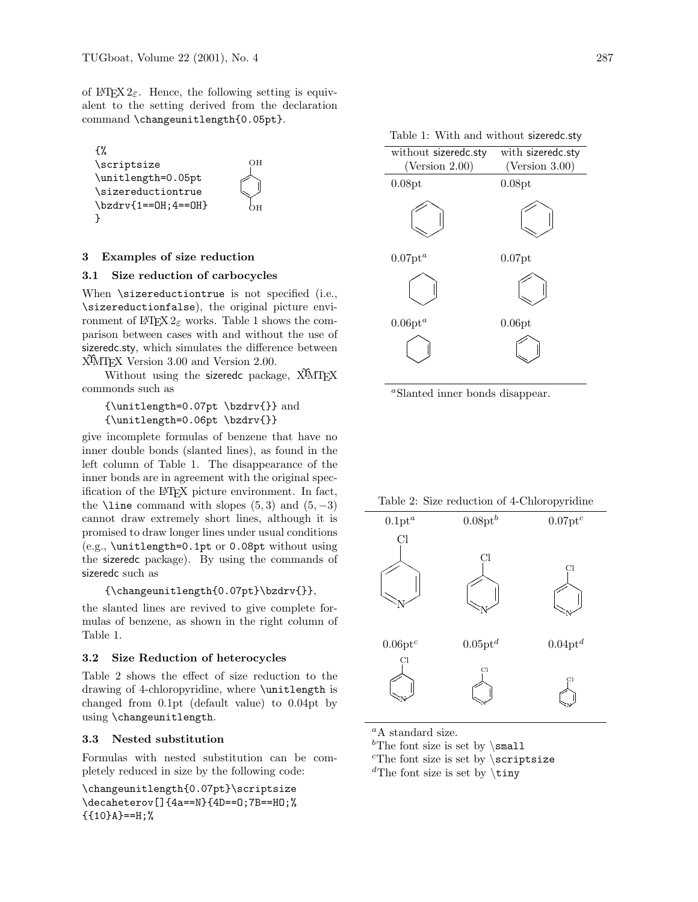of LaTeX $2_\varepsilon$. Hence, the following setting is equivalent to the setting derived from the declaration command \changeunitlength{0.05pt}.

```
{%
\scriptsize
\unitlength=0.05pt
\sizereductiontrue
\bzdrv{1==OH;4==OH}
}
```

## 3 Examples of size reduction

### 3.1 Size reduction of carbocycles

When \sizereductiontrue is not specified (i.e., \sizereductionfalse), the original picture environment of LaTeX $2_\varepsilon$ works. Table 1 shows the comparison between cases with and without the use of sizeredc.sty, which simulates the difference between XΥMTEX Version 3.00 and Version 2.00.

Without using the sizeredc package, XΥMTEX commonds such as

{\unitlength=0.07pt \bzdrv{}} and
{\unitlength=0.06pt \bzdrv{}}

give incomplete formulas of benzene that have no inner double bonds (slanted lines), as found in the left column of Table 1. The disappearance of the inner bonds are in agreement with the original specification of the LaTeX picture environment. In fact, the \line command with slopes $(5, 3)$ and $(5, -3)$ cannot draw extremely short lines, although it is promised to draw longer lines under usual conditions (e.g., \unitlength=0.1pt or 0.08pt without using the sizeredc package). By using the commands of sizeredc such as

{\changeunitlength{0.07pt}\bzdrv{}},

the slanted lines are revived to give complete formulas of benzene, as shown in the right column of Table 1.

### 3.2 Size Reduction of heterocycles

Table 2 shows the effect of size reduction to the drawing of 4-chloropyridine, where \unitlength is changed from 0.1pt (default value) to 0.04pt by using \changeunitlength.

### 3.3 Nested substitution

Formulas with nested substitution can be completely reduced in size by the following code:

```
\changeunitlength{0.07pt}\scriptsize
\decaheterov[]{4a==N}{4D==O;7B==HO;%
{{10}A}==H;%
```

Table 1: With and without sizeredc.sty

| without sizeredc.sty (Version 2.00) | with sizeredc.sty (Version 3.00) |
|---|---|
| 0.08pt | 0.08pt |
| 0.07pt[a] | 0.07pt |
| 0.06pt[a] | 0.06pt |

[a]Slanted inner bonds disappear.

Table 2: Size reduction of 4-Chloropyridine

| 0.1pt[a] | 0.08pt[b] | 0.07pt[c] |
|---|---|---|
| 0.06pt[c] | 0.05pt[d] | 0.04pt[d] |

[a]A standard size.
[b]The font size is set by \small
[c]The font size is set by \scriptsize
[d]The font size is set by \tiny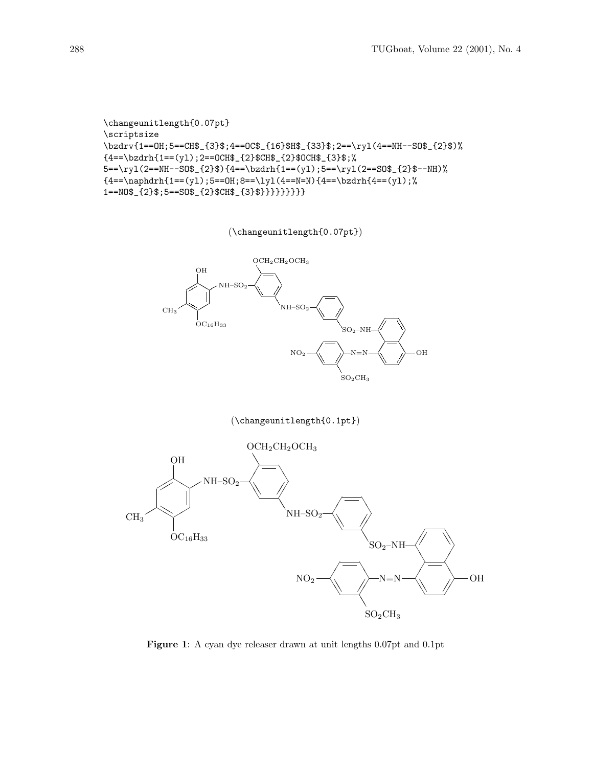```
\changeunitlength{0.07pt}
\scriptsize
\bzdrv{1==OH;5==CH$_{3}$;4==OC$_{16}$H$_{33}$;2==\ryl(4==NH--SO$_{2}$)%
{4==\bzdrh{1==(yl);2==OCH$_{2}$CH$_{2}$OCH$_{3}$;%
5==\ryl(2==NH--SO$_{2}$){4==\bzdrh{1==(yl);5==\ryl(2==SO$_{2}$--NH)%
{4==\naphdrh{1==(yl);5==OH;8==\lyl(4==N=N){4==\bzdrh{4==(yl);%
1==NO$_{2}$;5==SO$_{2}$CH$_{3}$}}}}}}}}
```

(\changeunitlength{0.07pt})

(\changeunitlength{0.1pt})

**Figure 1**: A cyan dye releaser drawn at unit lengths 0.07pt and 0.1pt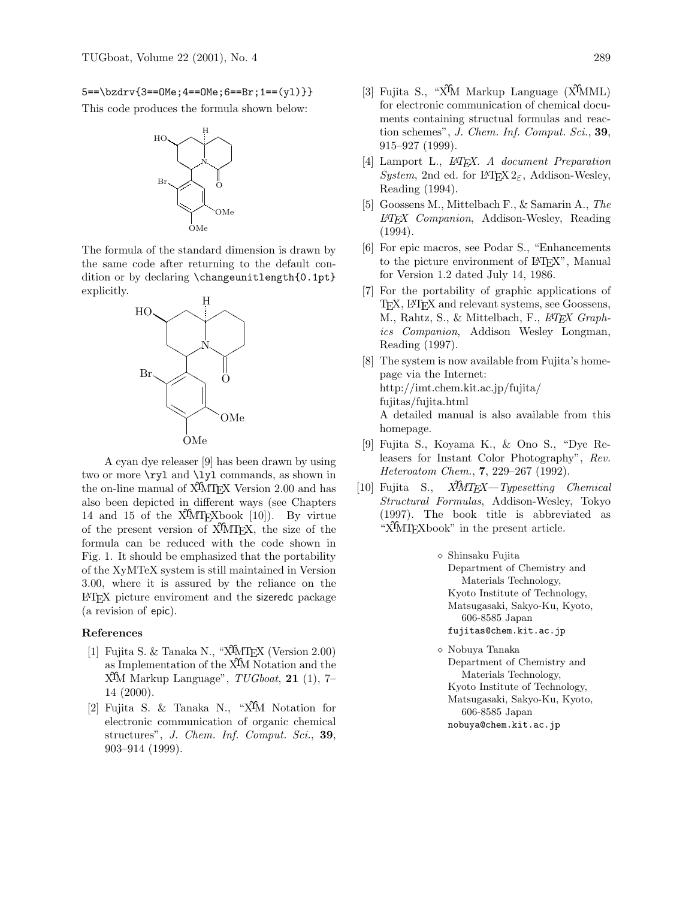```
5==\bzdrv{3==OMe;4==OMe;6==Br;1==(yl)}}
```

This code produces the formula shown below:

HO H N O Br OMe OMe

The formula of the standard dimension is drawn by the same code after returning to the default condition or by declaring `\changeunitlength{0.1pt}` explicitly.

HO H N O Br OMe OMe

A cyan dye releaser [9] has been drawn by using two or more `\ryl` and `\lyl` commands, as shown in the on-line manual of XΥMTEX Version 2.00 and has also been depicted in different ways (see Chapters 14 and 15 of the XΥMTEXbook [10]). By virtue of the present version of XΥMTEX, the size of the formula can be reduced with the code shown in Fig. 1. It should be emphasized that the portability of the XyMTeX system is still maintained in Version 3.00, where it is assured by the reliance on the LATEX picture enviroment and the sizeredc package (a revision of epic).

### References

[1] Fujita S. & Tanaka N., "XΥMTEX (Version 2.00) as Implementation of the XΥM Notation and the XΥM Markup Language", *TUGboat*, **21** (1), 7–14 (2000).

[2] Fujita S. & Tanaka N., "XΥM Notation for electronic communication of organic chemical structures", *J. Chem. Inf. Comput. Sci.*, **39**, 903–914 (1999).

[3] Fujita S., "XΥM Markup Language (XΥMML) for electronic communication of chemical documents containing structual formulas and reaction schemes", *J. Chem. Inf. Comput. Sci.*, **39**, 915–927 (1999).

[4] Lamport L., *LATEX. A document Preparation System*, 2nd ed. for LATEX $2_\varepsilon$, Addison-Wesley, Reading (1994).

[5] Goossens M., Mittelbach F., & Samarin A., *The LATEX Companion*, Addison-Wesley, Reading (1994).

[6] For epic macros, see Podar S., "Enhancements to the picture environment of LATEX", Manual for Version 1.2 dated July 14, 1986.

[7] For the portability of graphic applications of TEX, LATEX and relevant systems, see Goossens, M., Rahtz, S., & Mittelbach, F., *LATEX Graphics Companion*, Addison Wesley Longman, Reading (1997).

[8] The system is now available from Fujita's homepage via the Internet:
http://imt.chem.kit.ac.jp/fujita/fujitas/fujita.html
A detailed manual is also available from this homepage.

[9] Fujita S., Koyama K., & Ono S., "Dye Releasers for Instant Color Photography", *Rev. Heteroatom Chem.*, **7**, 229–267 (1992).

[10] Fujita S., *XΥMTEX—Typesetting Chemical Structural Formulas*, Addison-Wesley, Tokyo (1997). The book title is abbreviated as "XΥMTEXbook" in the present article.

◇ Shinsaku Fujita
Department of Chemistry and Materials Technology,
Kyoto Institute of Technology,
Matsugasaki, Sakyo-Ku, Kyoto, 606-8585 Japan
`fujitas@chem.kit.ac.jp`

◇ Nobuya Tanaka
Department of Chemistry and Materials Technology,
Kyoto Institute of Technology,
Matsugasaki, Sakyo-Ku, Kyoto, 606-8585 Japan
`nobuya@chem.kit.ac.jp`